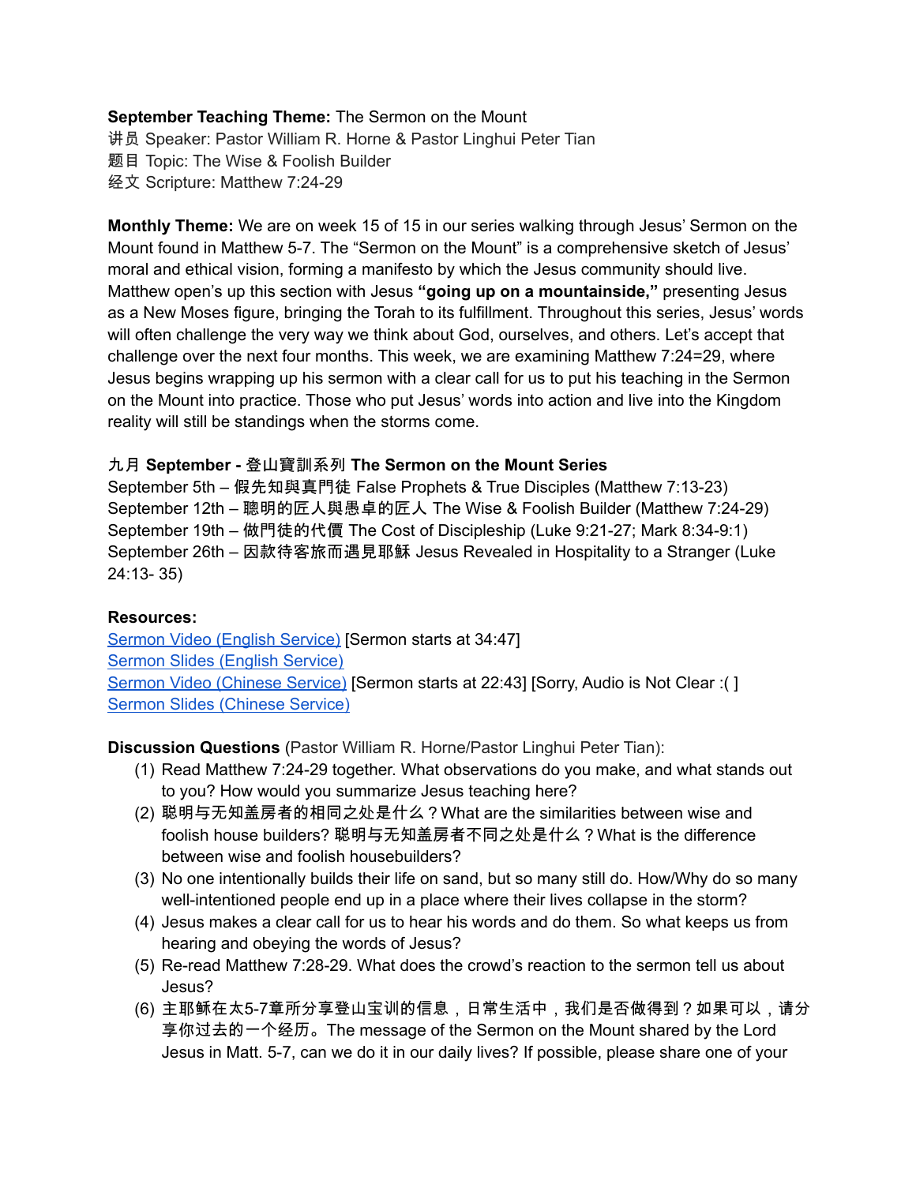**September Teaching Theme:** The Sermon on the Mount
讲员 Speaker: Pastor William R. Horne & Pastor Linghui Peter Tian
题目 Topic: The Wise & Foolish Builder
经文 Scripture: Matthew 7:24-29

**Monthly Theme:** We are on week 15 of 15 in our series walking through Jesus' Sermon on the Mount found in Matthew 5-7. The "Sermon on the Mount" is a comprehensive sketch of Jesus' moral and ethical vision, forming a manifesto by which the Jesus community should live. Matthew open's up this section with Jesus **"going up on a mountainside,"** presenting Jesus as a New Moses figure, bringing the Torah to its fulfillment. Throughout this series, Jesus' words will often challenge the very way we think about God, ourselves, and others. Let's accept that challenge over the next four months. This week, we are examining Matthew 7:24=29, where Jesus begins wrapping up his sermon with a clear call for us to put his teaching in the Sermon on the Mount into practice. Those who put Jesus' words into action and live into the Kingdom reality will still be standings when the storms come.

九月 **September - 登山寶訓系列 The Sermon on the Mount Series**
September 5th – 假先知與真門徒 False Prophets & True Disciples (Matthew 7:13-23)
September 12th – 聰明的匠人與愚卓的匠人 The Wise & Foolish Builder (Matthew 7:24-29)
September 19th – 做門徒的代價 The Cost of Discipleship (Luke 9:21-27; Mark 8:34-9:1)
September 26th – 因款待客旅而遇見耶穌 Jesus Revealed in Hospitality to a Stranger (Luke 24:13- 35)

**Resources:**
Sermon Video (English Service) [Sermon starts at 34:47]
Sermon Slides (English Service)
Sermon Video (Chinese Service) [Sermon starts at 22:43] [Sorry, Audio is Not Clear :( ]
Sermon Slides (Chinese Service)

**Discussion Questions** (Pastor William R. Horne/Pastor Linghui Peter Tian):

1. Read Matthew 7:24-29 together. What observations do you make, and what stands out to you? How would you summarize Jesus teaching here?
2. 聪明与无知盖房者的相同之处是什么？What are the similarities between wise and foolish house builders? 聪明与无知盖房者不同之处是什么？What is the difference between wise and foolish housebuilders?
3. No one intentionally builds their life on sand, but so many still do. How/Why do so many well-intentioned people end up in a place where their lives collapse in the storm?
4. Jesus makes a clear call for us to hear his words and do them. So what keeps us from hearing and obeying the words of Jesus?
5. Re-read Matthew 7:28-29. What does the crowd's reaction to the sermon tell us about Jesus?
6. 主耶稣在太5-7章所分享登山宝训的信息，日常生活中，我们是否做得到？如果可以，请分享你过去的一个经历。The message of the Sermon on the Mount shared by the Lord Jesus in Matt. 5-7, can we do it in our daily lives? If possible, please share one of your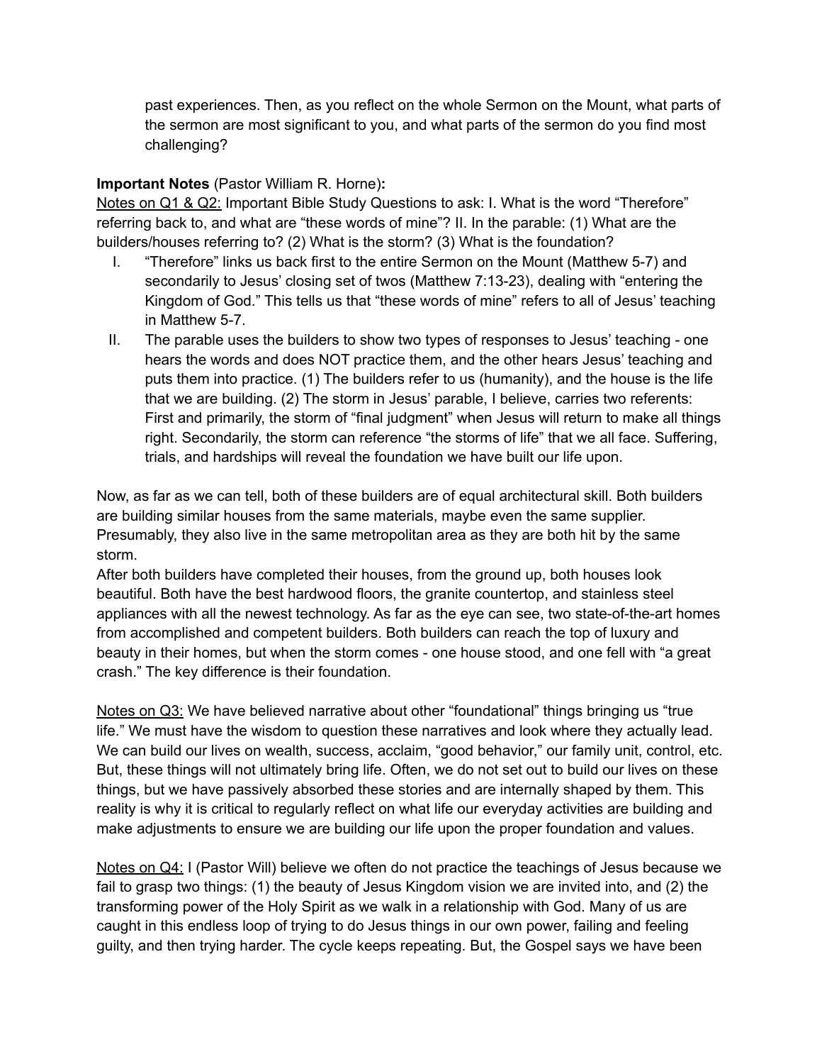past experiences. Then, as you reflect on the whole Sermon on the Mount, what parts of the sermon are most significant to you, and what parts of the sermon do you find most challenging?

**Important Notes** (Pastor William R. Horne)**:**

Notes on Q1 & Q2: Important Bible Study Questions to ask: I. What is the word "Therefore" referring back to, and what are "these words of mine"? II. In the parable: (1) What are the builders/houses referring to? (2) What is the storm? (3) What is the foundation?

I. "Therefore" links us back first to the entire Sermon on the Mount (Matthew 5-7) and secondarily to Jesus' closing set of twos (Matthew 7:13-23), dealing with "entering the Kingdom of God." This tells us that "these words of mine" refers to all of Jesus' teaching in Matthew 5-7.
II. The parable uses the builders to show two types of responses to Jesus' teaching - one hears the words and does NOT practice them, and the other hears Jesus' teaching and puts them into practice. (1) The builders refer to us (humanity), and the house is the life that we are building. (2) The storm in Jesus' parable, I believe, carries two referents: First and primarily, the storm of "final judgment" when Jesus will return to make all things right. Secondarily, the storm can reference "the storms of life" that we all face. Suffering, trials, and hardships will reveal the foundation we have built our life upon.

Now, as far as we can tell, both of these builders are of equal architectural skill. Both builders are building similar houses from the same materials, maybe even the same supplier. Presumably, they also live in the same metropolitan area as they are both hit by the same storm.

After both builders have completed their houses, from the ground up, both houses look beautiful. Both have the best hardwood floors, the granite countertop, and stainless steel appliances with all the newest technology. As far as the eye can see, two state-of-the-art homes from accomplished and competent builders. Both builders can reach the top of luxury and beauty in their homes, but when the storm comes - one house stood, and one fell with "a great crash." The key difference is their foundation.

Notes on Q3: We have believed narrative about other "foundational" things bringing us "true life." We must have the wisdom to question these narratives and look where they actually lead. We can build our lives on wealth, success, acclaim, "good behavior," our family unit, control, etc. But, these things will not ultimately bring life. Often, we do not set out to build our lives on these things, but we have passively absorbed these stories and are internally shaped by them. This reality is why it is critical to regularly reflect on what life our everyday activities are building and make adjustments to ensure we are building our life upon the proper foundation and values.

Notes on Q4: I (Pastor Will) believe we often do not practice the teachings of Jesus because we fail to grasp two things: (1) the beauty of Jesus Kingdom vision we are invited into, and (2) the transforming power of the Holy Spirit as we walk in a relationship with God. Many of us are caught in this endless loop of trying to do Jesus things in our own power, failing and feeling guilty, and then trying harder. The cycle keeps repeating. But, the Gospel says we have been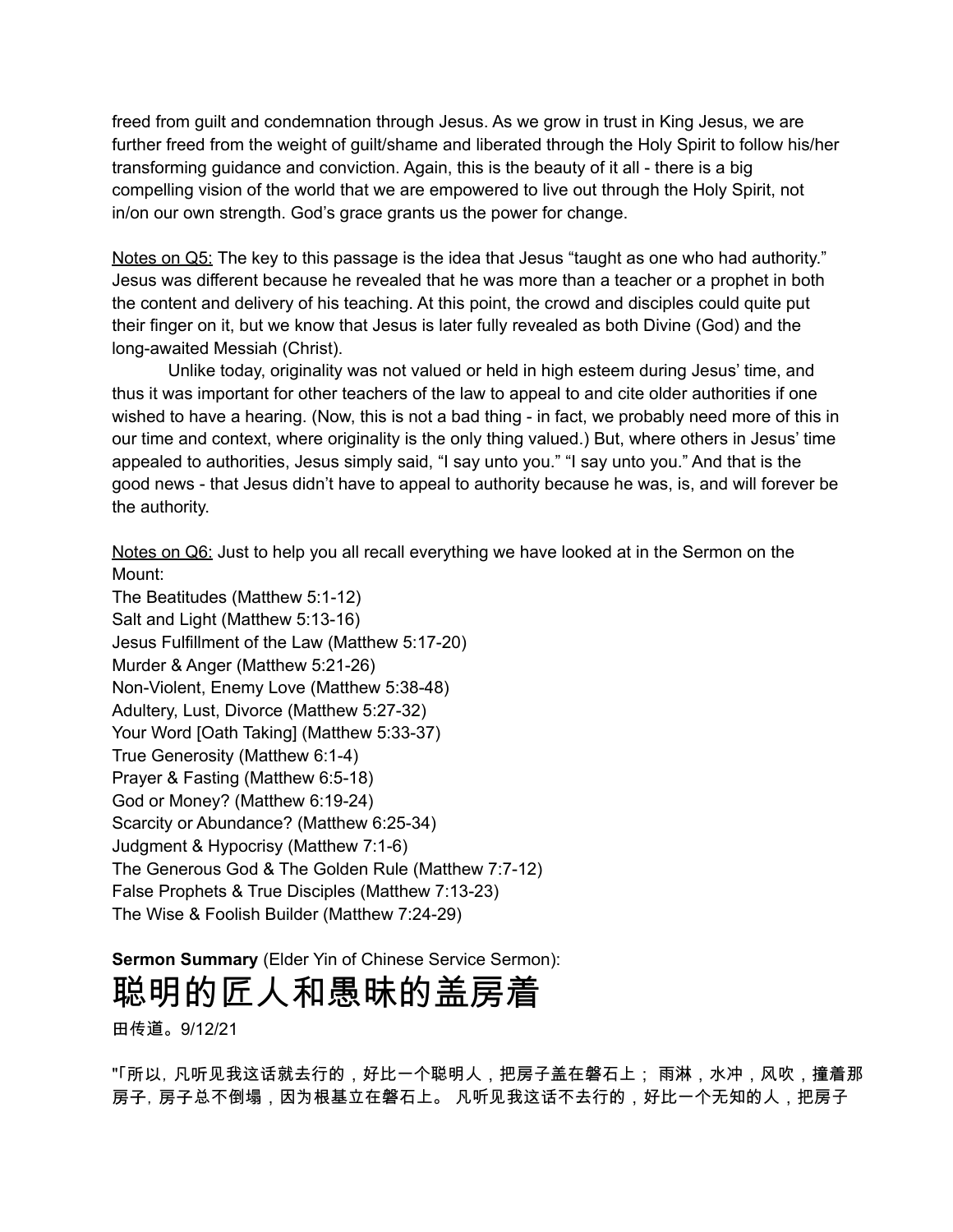freed from guilt and condemnation through Jesus. As we grow in trust in King Jesus, we are further freed from the weight of guilt/shame and liberated through the Holy Spirit to follow his/her transforming guidance and conviction. Again, this is the beauty of it all - there is a big compelling vision of the world that we are empowered to live out through the Holy Spirit, not in/on our own strength. God's grace grants us the power for change.

Notes on Q5: The key to this passage is the idea that Jesus "taught as one who had authority." Jesus was different because he revealed that he was more than a teacher or a prophet in both the content and delivery of his teaching. At this point, the crowd and disciples could quite put their finger on it, but we know that Jesus is later fully revealed as both Divine (God) and the long-awaited Messiah (Christ).

Unlike today, originality was not valued or held in high esteem during Jesus' time, and thus it was important for other teachers of the law to appeal to and cite older authorities if one wished to have a hearing. (Now, this is not a bad thing - in fact, we probably need more of this in our time and context, where originality is the only thing valued.) But, where others in Jesus' time appealed to authorities, Jesus simply said, "I say unto you." "I say unto you." And that is the good news - that Jesus didn't have to appeal to authority because he was, is, and will forever be the authority.

Notes on Q6: Just to help you all recall everything we have looked at in the Sermon on the Mount:
The Beatitudes (Matthew 5:1-12)
Salt and Light (Matthew 5:13-16)
Jesus Fulfillment of the Law (Matthew 5:17-20)
Murder & Anger (Matthew 5:21-26)
Non-Violent, Enemy Love (Matthew 5:38-48)
Adultery, Lust, Divorce (Matthew 5:27-32)
Your Word [Oath Taking] (Matthew 5:33-37)
True Generosity (Matthew 6:1-4)
Prayer & Fasting (Matthew 6:5-18)
God or Money? (Matthew 6:19-24)
Scarcity or Abundance? (Matthew 6:25-34)
Judgment & Hypocrisy (Matthew 7:1-6)
The Generous God & The Golden Rule (Matthew 7:7-12)
False Prophets & True Disciples (Matthew 7:13-23)
The Wise & Foolish Builder (Matthew 7:24-29)

**Sermon Summary** (Elder Yin of Chinese Service Sermon):

# 聪明的匠人和愚昧的盖房着

田传道。9/12/21

"「所以，凡听见我这话就去行的，好比一个聪明人，把房子盖在磐石上； 雨淋，水冲，风吹，撞着那房子，房子总不倒塌，因为根基立在磐石上。 凡听见我这话不去行的，好比一个无知的人，把房子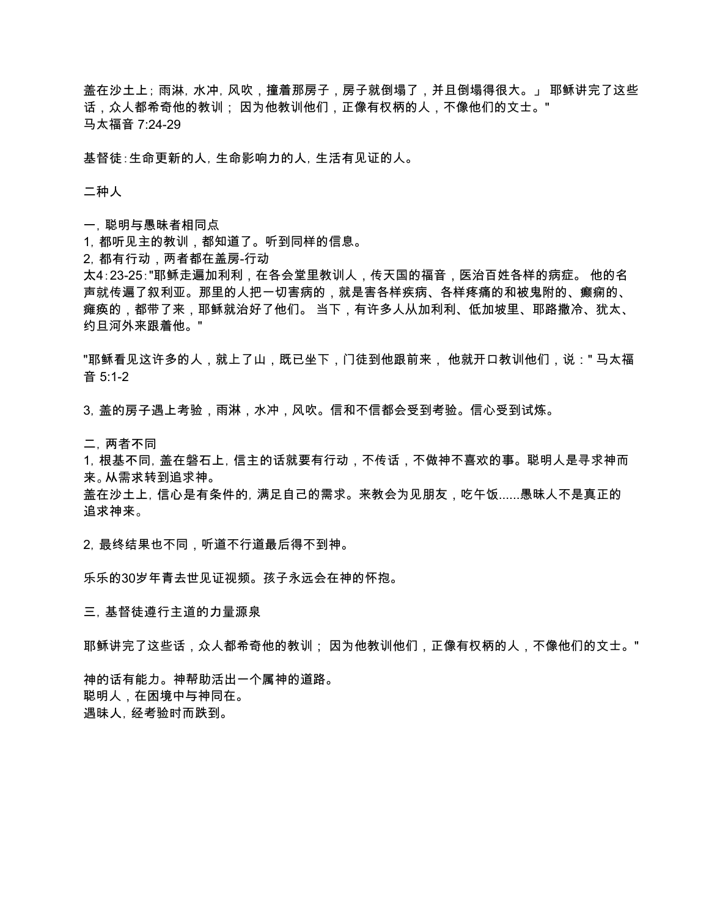盖在沙土上；雨淋，水冲，风吹，撞着那房子，房子就倒塌了，并且倒塌得很大。」 耶稣讲完了这些话，众人都希奇他的教训； 因为他教训他们，正像有权柄的人，不像他们的文士。"
马太福音 7:24-29

基督徒:生命更新的人，生命影响力的人，生活有见证的人。

二种人

一，聪明与愚昧者相同点
1，都听见主的教训，都知道了。听到同样的信息。
2，都有行动，两者都在盖房-行动
太4:23-25:"耶稣走遍加利利，在各会堂里教训人，传天国的福音，医治百姓各样的病症。 他的名声就传遍了叙利亚。那里的人把一切害病的，就是害各样疾病、各样疼痛的和被鬼附的、癫痫的、瘫痪的，都带了来，耶稣就治好了他们。 当下，有许多人从加利利、低加坡里、耶路撒冷、犹太、约旦河外来跟着他。"

"耶稣看见这许多的人，就上了山，既已坐下，门徒到他跟前来， 他就开口教训他们，说：" 马太福音 5:1-2

3，盖的房子遇上考验，雨淋，水冲，风吹。信和不信都会受到考验。信心受到试炼。

二，两者不同
1，根基不同，盖在磐石上，信主的话就要有行动，不传话，不做神不喜欢的事。聪明人是寻求神而来。从需求转到追求神。
盖在沙土上，信心是有条件的，满足自己的需求。来教会为见朋友，吃午饭......愚昧人不是真正的追求神来。

2，最终结果也不同，听道不行道最后得不到神。

乐乐的30岁年青去世见证视频。孩子永远会在神的怀抱。

三，基督徒遵行主道的力量源泉

耶稣讲完了这些话，众人都希奇他的教训； 因为他教训他们，正像有权柄的人，不像他们的文士。"

神的话有能力。神帮助活出一个属神的道路。
聪明人，在困境中与神同在。
遇昧人，经考验时而跌到。